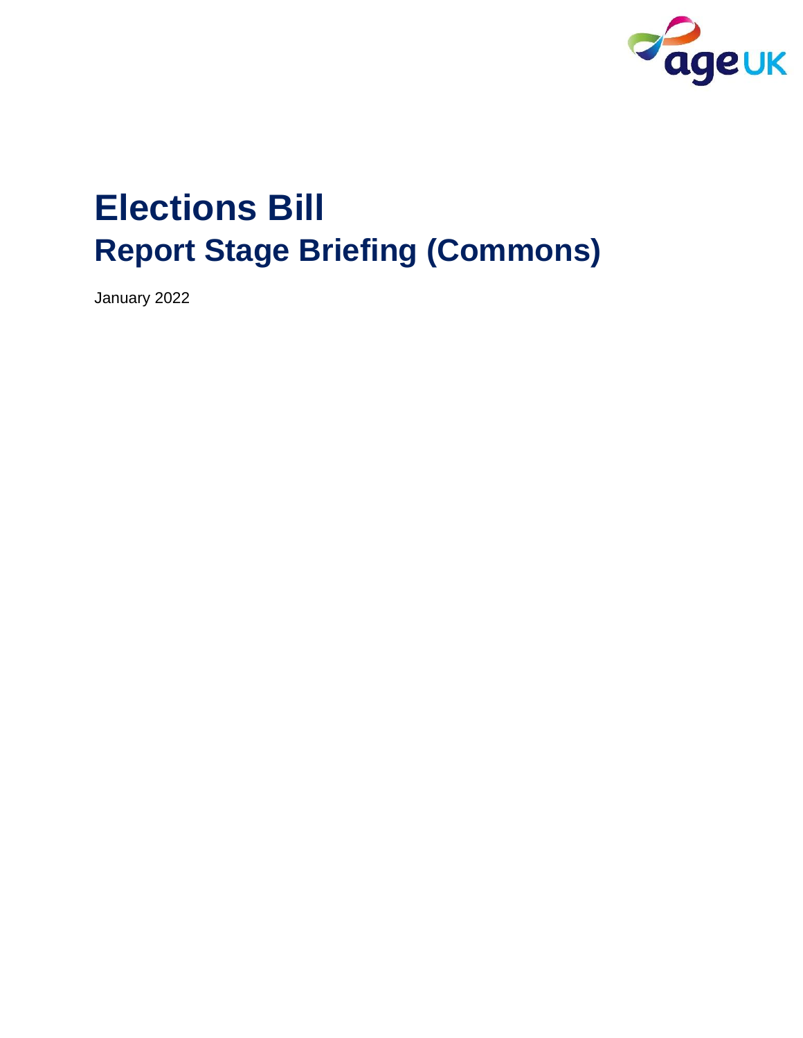# Elections Bill

## Report Stage Briefing (Commons)

January 2022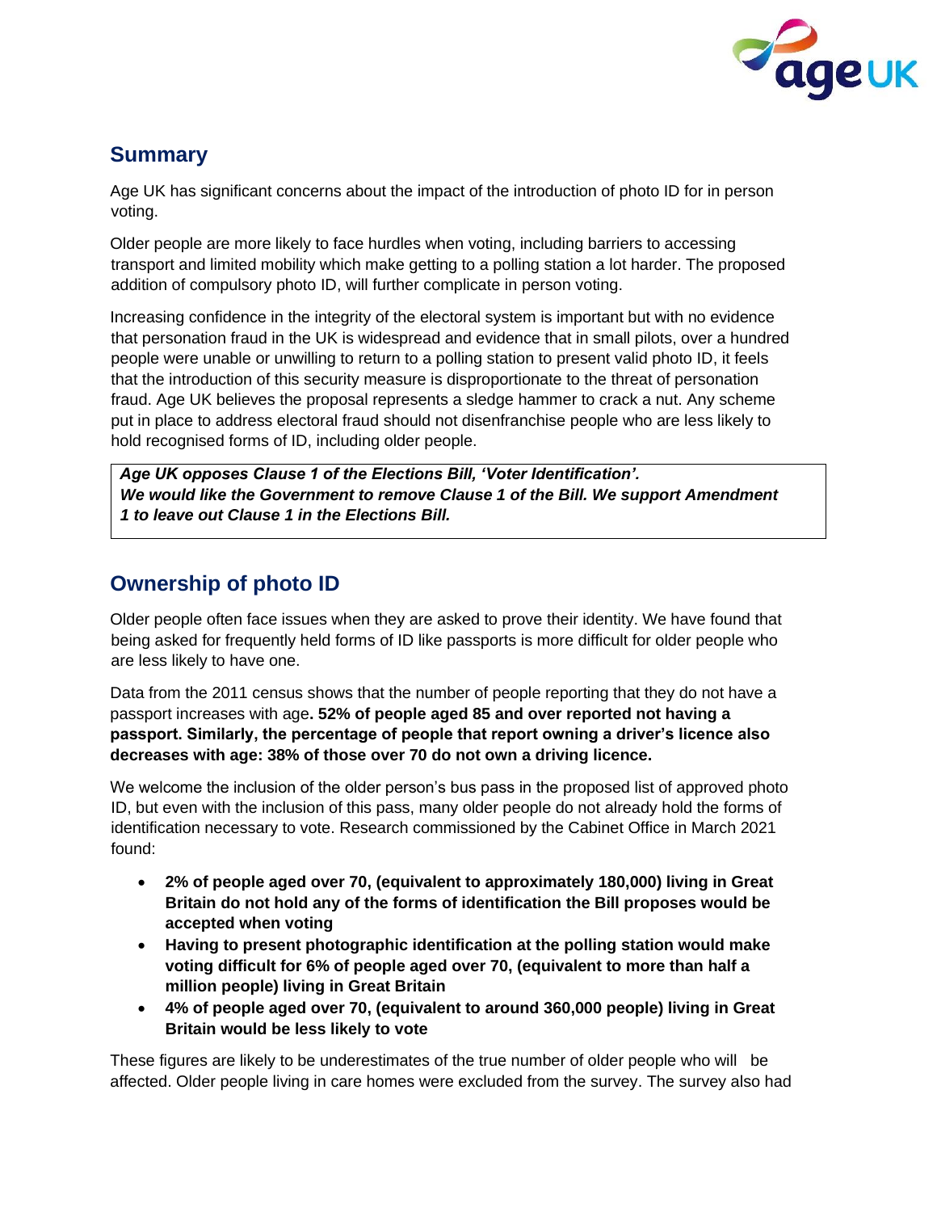## Summary

Age UK has significant concerns about the impact of the introduction of photo ID for in person voting.

Older people are more likely to face hurdles when voting, including barriers to accessing transport and limited mobility which make getting to a polling station a lot harder. The proposed addition of compulsory photo ID, will further complicate in person voting.

Increasing confidence in the integrity of the electoral system is important but with no evidence that personation fraud in the UK is widespread and evidence that in small pilots, over a hundred people were unable or unwilling to return to a polling station to present valid photo ID, it feels that the introduction of this security measure is disproportionate to the threat of personation fraud. Age UK believes the proposal represents a sledge hammer to crack a nut. Any scheme put in place to address electoral fraud should not disenfranchise people who are less likely to hold recognised forms of ID, including older people.

> ***Age UK opposes Clause 1 of the Elections Bill, 'Voter Identification'.***
> ***We would like the Government to remove Clause 1 of the Bill. We support Amendment 1 to leave out Clause 1 in the Elections Bill.***

## Ownership of photo ID

Older people often face issues when they are asked to prove their identity. We have found that being asked for frequently held forms of ID like passports is more difficult for older people who are less likely to have one.

Data from the 2011 census shows that the number of people reporting that they do not have a passport increases with age**. 52% of people aged 85 and over reported not having a passport. Similarly, the percentage of people that report owning a driver's licence also decreases with age: 38% of those over 70 do not own a driving licence.**

We welcome the inclusion of the older person's bus pass in the proposed list of approved photo ID, but even with the inclusion of this pass, many older people do not already hold the forms of identification necessary to vote. Research commissioned by the Cabinet Office in March 2021 found:

- **2% of people aged over 70, (equivalent to approximately 180,000) living in Great Britain do not hold any of the forms of identification the Bill proposes would be accepted when voting**
- **Having to present photographic identification at the polling station would make voting difficult for 6% of people aged over 70, (equivalent to more than half a million people) living in Great Britain**
- **4% of people aged over 70, (equivalent to around 360,000 people) living in Great Britain would be less likely to vote**

These figures are likely to be underestimates of the true number of older people who will be affected. Older people living in care homes were excluded from the survey. The survey also had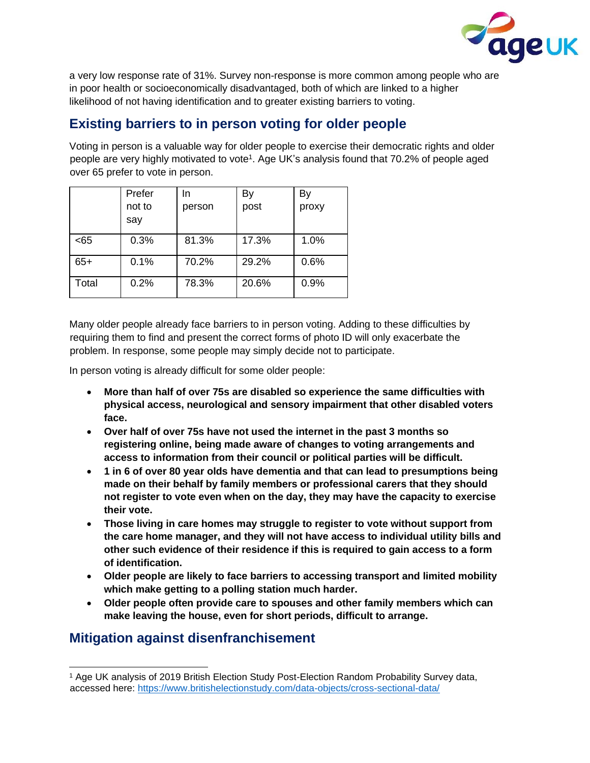a very low response rate of 31%. Survey non-response is more common among people who are in poor health or socioeconomically disadvantaged, both of which are linked to a higher likelihood of not having identification and to greater existing barriers to voting.

## Existing barriers to in person voting for older people

Voting in person is a valuable way for older people to exercise their democratic rights and older people are very highly motivated to vote[1]. Age UK's analysis found that 70.2% of people aged over 65 prefer to vote in person.

| | Prefer not to say | In person | By post | By proxy |
|---|---|---|---|---|
| <65 | 0.3% | 81.3% | 17.3% | 1.0% |
| 65+ | 0.1% | 70.2% | 29.2% | 0.6% |
| Total | 0.2% | 78.3% | 20.6% | 0.9% |

Many older people already face barriers to in person voting. Adding to these difficulties by requiring them to find and present the correct forms of photo ID will only exacerbate the problem. In response, some people may simply decide not to participate.

In person voting is already difficult for some older people:

- **More than half of over 75s are disabled so experience the same difficulties with physical access, neurological and sensory impairment that other disabled voters face.**
- **Over half of over 75s have not used the internet in the past 3 months so registering online, being made aware of changes to voting arrangements and access to information from their council or political parties will be difficult.**
- **1 in 6 of over 80 year olds have dementia and that can lead to presumptions being made on their behalf by family members or professional carers that they should not register to vote even when on the day, they may have the capacity to exercise their vote.**
- **Those living in care homes may struggle to register to vote without support from the care home manager, and they will not have access to individual utility bills and other such evidence of their residence if this is required to gain access to a form of identification.**
- **Older people are likely to face barriers to accessing transport and limited mobility which make getting to a polling station much harder.**
- **Older people often provide care to spouses and other family members which can make leaving the house, even for short periods, difficult to arrange.**

## Mitigation against disenfranchisement

[1] Age UK analysis of 2019 British Election Study Post-Election Random Probability Survey data, accessed here: https://www.britishelectionstudy.com/data-objects/cross-sectional-data/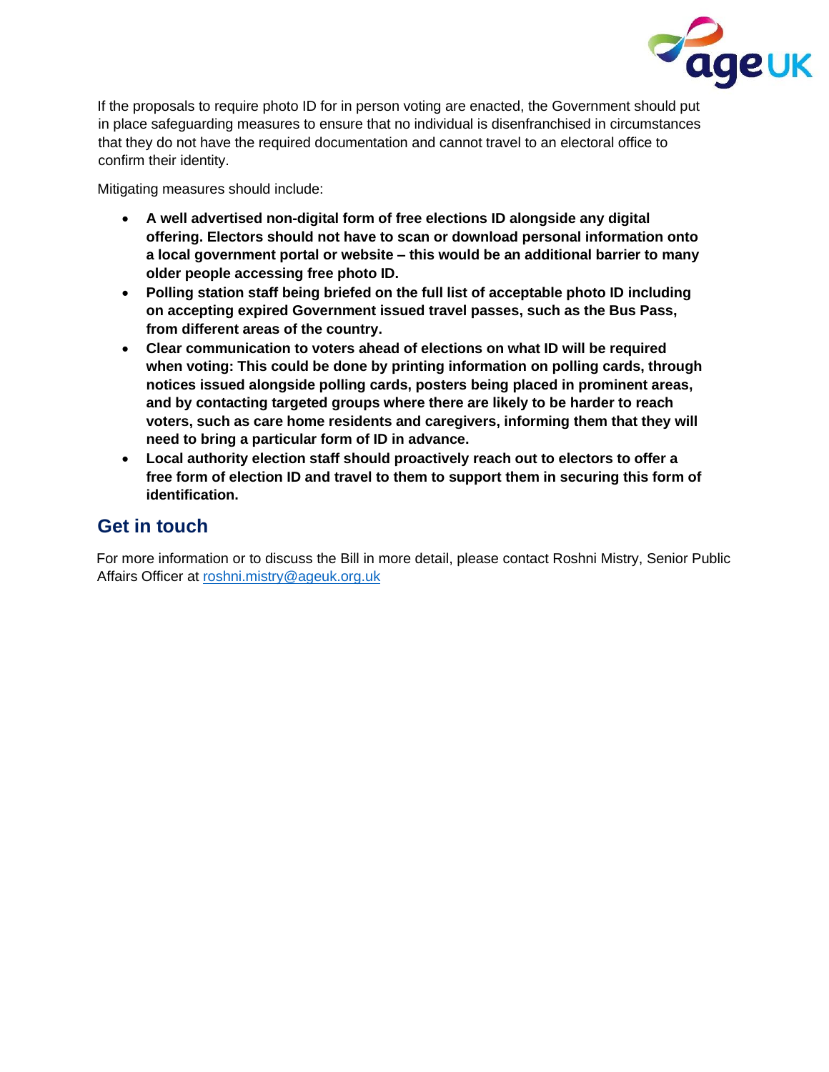If the proposals to require photo ID for in person voting are enacted, the Government should put in place safeguarding measures to ensure that no individual is disenfranchised in circumstances that they do not have the required documentation and cannot travel to an electoral office to confirm their identity.

Mitigating measures should include:

- **A well advertised non-digital form of free elections ID alongside any digital offering. Electors should not have to scan or download personal information onto a local government portal or website – this would be an additional barrier to many older people accessing free photo ID.**
- **Polling station staff being briefed on the full list of acceptable photo ID including on accepting expired Government issued travel passes, such as the Bus Pass, from different areas of the country.**
- **Clear communication to voters ahead of elections on what ID will be required when voting: This could be done by printing information on polling cards, through notices issued alongside polling cards, posters being placed in prominent areas, and by contacting targeted groups where there are likely to be harder to reach voters, such as care home residents and caregivers, informing them that they will need to bring a particular form of ID in advance.**
- **Local authority election staff should proactively reach out to electors to offer a free form of election ID and travel to them to support them in securing this form of identification.**

## Get in touch

For more information or to discuss the Bill in more detail, please contact Roshni Mistry, Senior Public Affairs Officer at roshni.mistry@ageuk.org.uk